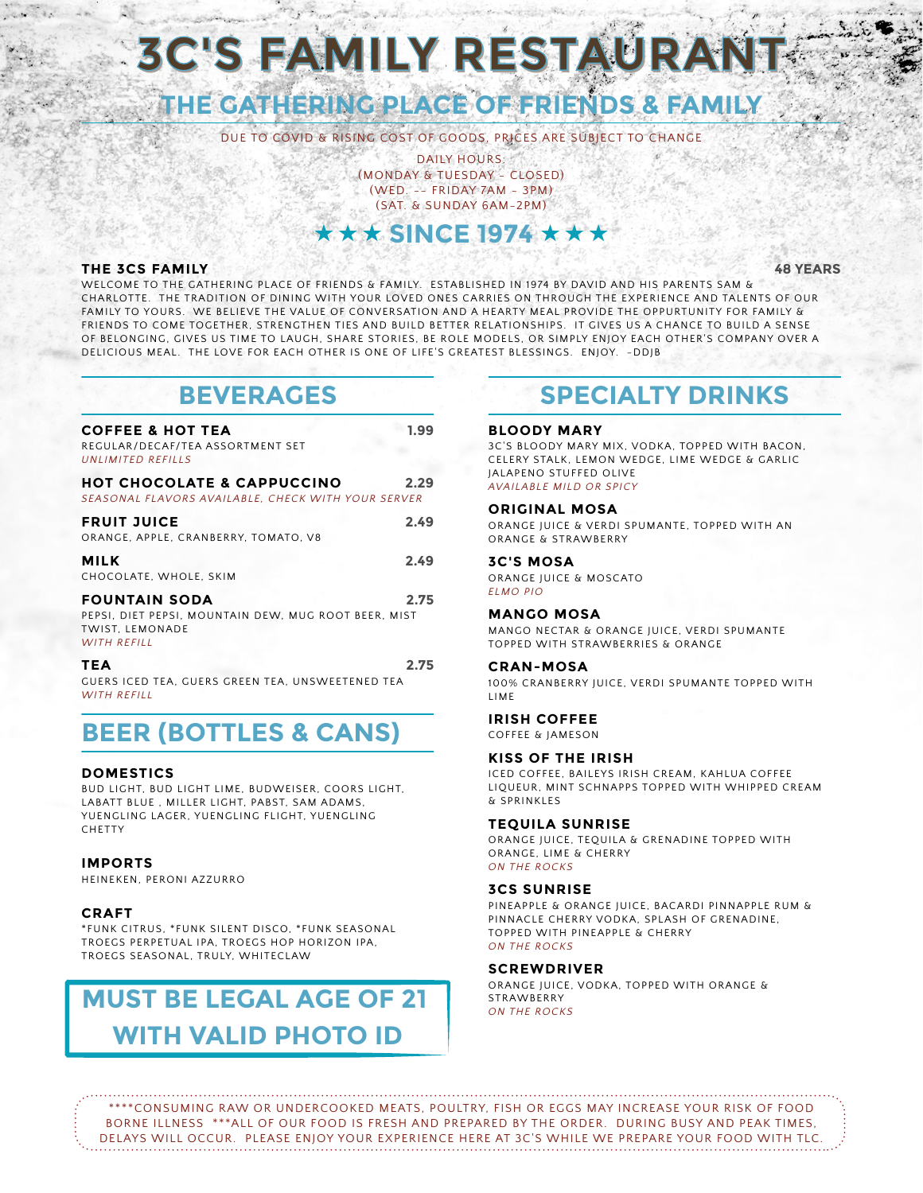# 3C'S FAMILY RESTAURANT

## THE GATHERING PLACE OF FRIENDS & FAMILY

DUE TO COVID & RISING COST OF GOODS, PRICES ARE SUBJECT TO CHANGE

DAILY HOURS:
(MONDAY & TUESDAY - CLOSED)
(WED. -- FRIDAY 7AM - 3PM)
(SAT. & SUNDAY 6AM-2PM)

## ★★★ SINCE 1974 ★★★

**THE 3CS FAMILY** **48 YEARS**

WELCOME TO THE GATHERING PLACE OF FRIENDS & FAMILY. ESTABLISHED IN 1974 BY DAVID AND HIS PARENTS SAM & CHARLOTTE. THE TRADITION OF DINING WITH YOUR LOVED ONES CARRIES ON THROUGH THE EXPERIENCE AND TALENTS OF OUR FAMILY TO YOURS. WE BELIEVE THE VALUE OF CONVERSATION AND A HEARTY MEAL PROVIDE THE OPPURTUNITY FOR FAMILY & FRIENDS TO COME TOGETHER, STRENGTHEN TIES AND BUILD BETTER RELATIONSHIPS. IT GIVES US A CHANCE TO BUILD A SENSE OF BELONGING, GIVES US TIME TO LAUGH, SHARE STORIES, BE ROLE MODELS, OR SIMPLY ENJOY EACH OTHER'S COMPANY OVER A DELICIOUS MEAL. THE LOVE FOR EACH OTHER IS ONE OF LIFE'S GREATEST BLESSINGS. ENJOY. -DDJB

## BEVERAGES

**COFFEE & HOT TEA** 1.99
REGULAR/DECAF/TEA ASSORTMENT SET
*UNLIMITED REFILLS*

**HOT CHOCOLATE & CAPPUCCINO** 2.29
*SEASONAL FLAVORS AVAILABLE, CHECK WITH YOUR SERVER*

**FRUIT JUICE** 2.49
ORANGE, APPLE, CRANBERRY, TOMATO, V8

**MILK** 2.49
CHOCOLATE, WHOLE, SKIM

**FOUNTAIN SODA** 2.75
PEPSI, DIET PEPSI, MOUNTAIN DEW, MUG ROOT BEER, MIST TWIST, LEMONADE
*WITH REFILL*

**TEA** 2.75
GUERS ICED TEA, GUERS GREEN TEA, UNSWEETENED TEA
*WITH REFILL*

## BEER (BOTTLES & CANS)

**DOMESTICS**
BUD LIGHT, BUD LIGHT LIME, BUDWEISER, COORS LIGHT, LABATT BLUE , MILLER LIGHT, PABST, SAM ADAMS, YUENGLING LAGER, YUENGLING FLIGHT, YUENGLING CHETTY

**IMPORTS**
HEINEKEN, PERONI AZZURRO

**CRAFT**
*FUNK CITRUS, *FUNK SILENT DISCO, *FUNK SEASONAL TROEGS PERPETUAL IPA, TROEGS HOP HORIZON IPA, TROEGS SEASONAL, TRULY, WHITECLAW

**MUST BE LEGAL AGE OF 21 WITH VALID PHOTO ID**

## SPECIALTY DRINKS

**BLOODY MARY**
3C'S BLOODY MARY MIX, VODKA, TOPPED WITH BACON, CELERY STALK, LEMON WEDGE, LIME WEDGE & GARLIC JALAPENO STUFFED OLIVE
*AVAILABLE MILD OR SPICY*

**ORIGINAL MOSA**
ORANGE JUICE & VERDI SPUMANTE, TOPPED WITH AN ORANGE & STRAWBERRY

**3C'S MOSA**
ORANGE JUICE & MOSCATO
*ELMO PIO*

**MANGO MOSA**
MANGO NECTAR & ORANGE JUICE, VERDI SPUMANTE TOPPED WITH STRAWBERRIES & ORANGE

**CRAN-MOSA**
100% CRANBERRY JUICE, VERDI SPUMANTE TOPPED WITH LIME

**IRISH COFFEE**
COFFEE & JAMESON

**KISS OF THE IRISH**
ICED COFFEE, BAILEYS IRISH CREAM, KAHLUA COFFEE LIQUEUR, MINT SCHNAPPS TOPPED WITH WHIPPED CREAM & SPRINKLES

**TEQUILA SUNRISE**
ORANGE JUICE, TEQUILA & GRENADINE TOPPED WITH ORANGE, LIME & CHERRY
*ON THE ROCKS*

**3CS SUNRISE**
PINEAPPLE & ORANGE JUICE, BACARDI PINNAPPLE RUM & PINNACLE CHERRY VODKA, SPLASH OF GRENADINE, TOPPED WITH PINEAPPLE & CHERRY
*ON THE ROCKS*

**SCREWDRIVER**
ORANGE JUICE, VODKA, TOPPED WITH ORANGE & STRAWBERRY
*ON THE ROCKS*

****CONSUMING RAW OR UNDERCOOKED MEATS, POULTRY, FISH OR EGGS MAY INCREASE YOUR RISK OF FOOD BORNE ILLNESS ***ALL OF OUR FOOD IS FRESH AND PREPARED BY THE ORDER. DURING BUSY AND PEAK TIMES, DELAYS WILL OCCUR. PLEASE ENJOY YOUR EXPERIENCE HERE AT 3C'S WHILE WE PREPARE YOUR FOOD WITH TLC.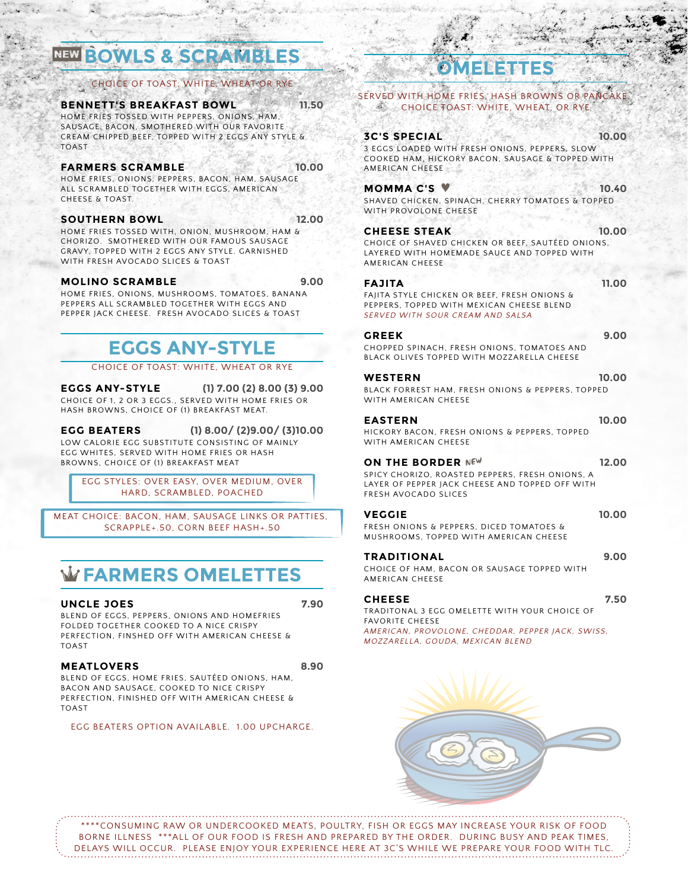## NEW BOWLS & SCRAMBLES

CHOICE OF TOAST: WHITE, WHEAT OR RYE

**BENNETT'S BREAKFAST BOWL** 11.50
HOME FRIES TOSSED WITH PEPPERS, ONIONS, HAM, SAUSAGE, BACON, SMOTHERED WITH OUR FAVORITE CREAM CHIPPED BEEF. TOPPED WITH 2 EGGS ANY STYLE & TOAST

**FARMERS SCRAMBLE** 10.00
HOME FRIES, ONIONS, PEPPERS, BACON, HAM, SAUSAGE ALL SCRAMBLED TOGETHER WITH EGGS, AMERICAN CHEESE & TOAST.

**SOUTHERN BOWL** 12.00
HOME FRIES TOSSED WITH, ONION, MUSHROOM, HAM & CHORIZO. SMOTHERED WITH OUR FAMOUS SAUSAGE GRAVY, TOPPED WITH 2 EGGS ANY STYLE. GARNISHED WITH FRESH AVOCADO SLICES & TOAST

**MOLINO SCRAMBLE** 9.00
HOME FRIES, ONIONS, MUSHROOMS, TOMATOES, BANANA PEPPERS ALL SCRAMBLED TOGETHER WITH EGGS AND PEPPER JACK CHEESE. FRESH AVOCADO SLICES & TOAST

## EGGS ANY-STYLE

CHOICE OF TOAST: WHITE, WHEAT OR RYE

**EGGS ANY-STYLE** (1) 7.00 (2) 8.00 (3) 9.00
CHOICE OF 1, 2 OR 3 EGGS., SERVED WITH HOME FRIES OR HASH BROWNS, CHOICE OF (1) BREAKFAST MEAT.

**EGG BEATERS** (1) 8.00/ (2)9.00/ (3)10.00
LOW CALORIE EGG SUBSTITUTE CONSISTING OF MAINLY EGG WHITES, SERVED WITH HOME FRIES OR HASH BROWNS, CHOICE OF (1) BREAKFAST MEAT

EGG STYLES: OVER EASY, OVER MEDIUM, OVER HARD, SCRAMBLED, POACHED

MEAT CHOICE: BACON, HAM, SAUSAGE LINKS OR PATTIES, SCRAPPLE+.50, CORN BEEF HASH+.50

## FARMERS OMELETTES

**UNCLE JOES** 7.90
BLEND OF EGGS, PEPPERS, ONIONS AND HOMEFRIES FOLDED TOGETHER COOKED TO A NICE CRISPY PERFECTION, FINSHED OFF WITH AMERICAN CHEESE & TOAST

**MEATLOVERS** 8.90
BLEND OF EGGS, HOME FRIES, SAUTÉED ONIONS, HAM, BACON AND SAUSAGE, COOKED TO NICE CRISPY PERFECTION, FINISHED OFF WITH AMERICAN CHEESE & TOAST

EGG BEATERS OPTION AVAILABLE. 1.00 UPCHARGE.

## OMELETTES

SERVED WITH HOME FRIES, HASH BROWNS OR PANCAKE
CHOICE TOAST: WHITE, WHEAT, OR RYE.

**3C'S SPECIAL** 10.00
3 EGGS LOADED WITH FRESH ONIONS, PEPPERS, SLOW COOKED HAM, HICKORY BACON, SAUSAGE & TOPPED WITH AMERICAN CHEESE

**MOMMA C'S ♥** 10.40
SHAVED CHICKEN, SPINACH, CHERRY TOMATOES & TOPPED WITH PROVOLONE CHEESE

**CHEESE STEAK** 10.00
CHOICE OF SHAVED CHICKEN OR BEEF, SAUTÉED ONIONS, LAYERED WITH HOMEMADE SAUCE AND TOPPED WITH AMERICAN CHEESE

**FAJITA** 11.00
FAJITA STYLE CHICKEN OR BEEF, FRESH ONIONS & PEPPERS, TOPPED WITH MEXICAN CHEESE BLEND
*SERVED WITH SOUR CREAM AND SALSA*

**GREEK** 9.00
CHOPPED SPINACH, FRESH ONIONS, TOMATOES AND BLACK OLIVES TOPPED WITH MOZZARELLA CHEESE

**WESTERN** 10.00
BLACK FORREST HAM, FRESH ONIONS & PEPPERS, TOPPED WITH AMERICAN CHEESE

**EASTERN** 10.00
HICKORY BACON, FRESH ONIONS & PEPPERS, TOPPED WITH AMERICAN CHEESE

**ON THE BORDER** NEW 12.00
SPICY CHORIZO, ROASTED PEPPERS, FRESH ONIONS, A LAYER OF PEPPER JACK CHEESE AND TOPPED OFF WITH FRESH AVOCADO SLICES

**VEGGIE** 10.00
FRESH ONIONS & PEPPERS, DICED TOMATOES & MUSHROOMS, TOPPED WITH AMERICAN CHEESE

**TRADITIONAL** 9.00
CHOICE OF HAM, BACON OR SAUSAGE TOPPED WITH AMERICAN CHEESE

**CHEESE** 7.50
TRADITONAL 3 EGG OMELETTE WITH YOUR CHOICE OF FAVORITE CHEESE
*AMERICAN, PROVOLONE, CHEDDAR, PEPPER JACK, SWISS, MOZZARELLA, GOUDA, MEXICAN BLEND*

****CONSUMING RAW OR UNDERCOOKED MEATS, POULTRY, FISH OR EGGS MAY INCREASE YOUR RISK OF FOOD BORNE ILLNESS ***ALL OF OUR FOOD IS FRESH AND PREPARED BY THE ORDER. DURING BUSY AND PEAK TIMES, DELAYS WILL OCCUR. PLEASE ENJOY YOUR EXPERIENCE HERE AT 3C'S WHILE WE PREPARE YOUR FOOD WITH TLC.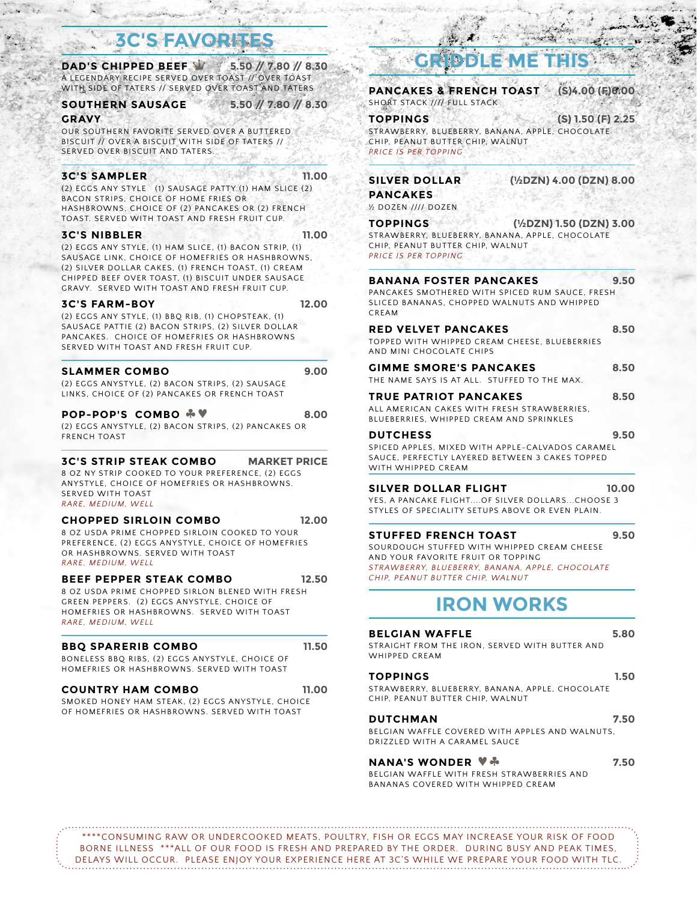## 3C'S FAVORITES

**DAD'S CHIPPED BEEF** ♛ 5.50 // 7.80 // 8.30
A LEGENDARY RECIPE SERVED OVER TOAST // OVER TOAST WITH SIDE OF TATERS // SERVED OVER TOAST AND TATERS

**SOUTHERN SAUSAGE GRAVY** 5.50 // 7.80 // 8.30
OUR SOUTHERN FAVORITE SERVED OVER A BUTTERED BISCUIT // OVER A BISCUIT WITH SIDE OF TATERS // SERVED OVER BISCUIT AND TATERS.

---

**3C'S SAMPLER** 11.00
(2) EGGS ANY STYLE (1) SAUSAGE PATTY (1) HAM SLICE (2) BACON STRIPS, CHOICE OF HOME FRIES OR HASHBROWNS, CHOICE OF (2) PANCAKES OR (2) FRENCH TOAST. SERVED WITH TOAST AND FRESH FRUIT CUP.

**3C'S NIBBLER** 11.00
(2) EGGS ANY STYLE, (1) HAM SLICE, (1) BACON STRIP, (1) SAUSAGE LINK, CHOICE OF HOMEFRIES OR HASHBROWNS, (2) SILVER DOLLAR CAKES, (1) FRENCH TOAST, (1) CREAM CHIPPED BEEF OVER TOAST, (1) BISCUIT UNDER SAUSAGE GRAVY. SERVED WITH TOAST AND FRESH FRUIT CUP.

**3C'S FARM-BOY** 12.00
(2) EGGS ANY STYLE, (1) BBQ RIB, (1) CHOPSTEAK, (1) SAUSAGE PATTIE (2) BACON STRIPS, (2) SILVER DOLLAR PANCAKES. CHOICE OF HOMEFRIES OR HASHBROWNS SERVED WITH TOAST AND FRESH FRUIT CUP.

---

**SLAMMER COMBO** 9.00
(2) EGGS ANYSTYLE, (2) BACON STRIPS, (2) SAUSAGE LINKS, CHOICE OF (2) PANCAKES OR FRENCH TOAST

**POP-POP'S COMBO** ♣♥ 8.00
(2) EGGS ANYSTYLE, (2) BACON STRIPS, (2) PANCAKES OR FRENCH TOAST

---

**3C'S STRIP STEAK COMBO** MARKET PRICE
8 OZ NY STRIP COOKED TO YOUR PREFERENCE, (2) EGGS ANYSTYLE, CHOICE OF HOMEFRIES OR HASHBROWNS. SERVED WITH TOAST
*RARE, MEDIUM, WELL*

**CHOPPED SIRLOIN COMBO** 12.00
8 OZ USDA PRIME CHOPPED SIRLOIN COOKED TO YOUR PREFERENCE, (2) EGGS ANYSTYLE, CHOICE OF HOMEFRIES OR HASHBROWNS. SERVED WITH TOAST
*RARE, MEDIUM, WELL*

**BEEF PEPPER STEAK COMBO** 12.50
8 OZ USDA PRIME CHOPPED SIRLON BLENED WITH FRESH GREEN PEPPERS. (2) EGGS ANYSTYLE, CHOICE OF HOMEFRIES OR HASHBROWNS. SERVED WITH TOAST
*RARE, MEDIUM, WELL*

---

**BBQ SPARERIB COMBO** 11.50
BONELESS BBQ RIBS, (2) EGGS ANYSTYLE, CHOICE OF HOMEFRIES OR HASHBROWNS. SERVED WITH TOAST

**COUNTRY HAM COMBO** 11.00
SMOKED HONEY HAM STEAK, (2) EGGS ANYSTYLE, CHOICE OF HOMEFRIES OR HASHBROWNS. SERVED WITH TOAST

## GRIDDLE ME THIS

**PANCAKES & FRENCH TOAST** (S)4.00 (F)8.00
SHORT STACK //// FULL STACK

**TOPPINGS** (S) 1.50 (F) 2.25
STRAWBERRY, BLUEBERRY, BANANA, APPLE, CHOCOLATE CHIP, PEANUT BUTTER CHIP, WALNUT
*PRICE IS PER TOPPING*

---

**SILVER DOLLAR PANCAKES** (½DZN) 4.00 (DZN) 8.00
½ DOZEN //// DOZEN

**TOPPINGS** (½DZN) 1.50 (DZN) 3.00
STRAWBERRY, BLUEBERRY, BANANA, APPLE, CHOCOLATE CHIP, PEANUT BUTTER CHIP, WALNUT
*PRICE IS PER TOPPING*

---

**BANANA FOSTER PANCAKES** 9.50
PANCAKES SMOTHERED WITH SPICED RUM SAUCE, FRESH SLICED BANANAS, CHOPPED WALNUTS AND WHIPPED CREAM

**RED VELVET PANCAKES** 8.50
TOPPED WITH WHIPPED CREAM CHEESE, BLUEBERRIES AND MINI CHOCOLATE CHIPS

**GIMME SMORE'S PANCAKES** 8.50
THE NAME SAYS IS AT ALL. STUFFED TO THE MAX.

**TRUE PATRIOT PANCAKES** 8.50
ALL AMERICAN CAKES WITH FRESH STRAWBERRIES, BLUEBERRIES, WHIPPED CREAM AND SPRINKLES

**DUTCHESS** 9.50
SPICED APPLES, MIXED WITH APPLE-CALVADOS CARAMEL SAUCE, PERFECTLY LAYERED BETWEEN 3 CAKES TOPPED WITH WHIPPED CREAM

**SILVER DOLLAR FLIGHT** 10.00
YES, A PANCAKE FLIGHT....OF SILVER DOLLARS...CHOOSE 3 STYLES OF SPECIALITY SETUPS ABOVE OR EVEN PLAIN.

---

**STUFFED FRENCH TOAST** 9.50
SOURDOUGH STUFFED WITH WHIPPED CREAM CHEESE AND YOUR FAVORITE FRUIT OR TOPPING
*STRAWBERRY, BLUEBERRY, BANANA, APPLE, CHOCOLATE CHIP, PEANUT BUTTER CHIP, WALNUT*

## IRON WORKS

**BELGIAN WAFFLE** 5.80
STRAIGHT FROM THE IRON, SERVED WITH BUTTER AND WHIPPED CREAM

**TOPPINGS** 1.50
STRAWBERRY, BLUEBERRY, BANANA, APPLE, CHOCOLATE CHIP, PEANUT BUTTER CHIP, WALNUT

**DUTCHMAN** 7.50
BELGIAN WAFFLE COVERED WITH APPLES AND WALNUTS, DRIZZLED WITH A CARAMEL SAUCE

**NANA'S WONDER** ♥♣ 7.50
BELGIAN WAFFLE WITH FRESH STRAWBERRIES AND BANANAS COVERED WITH WHIPPED CREAM

---

****CONSUMING RAW OR UNDERCOOKED MEATS, POULTRY, FISH OR EGGS MAY INCREASE YOUR RISK OF FOOD BORNE ILLNESS ***ALL OF OUR FOOD IS FRESH AND PREPARED BY THE ORDER. DURING BUSY AND PEAK TIMES, DELAYS WILL OCCUR. PLEASE ENJOY YOUR EXPERIENCE HERE AT 3C'S WHILE WE PREPARE YOUR FOOD WITH TLC.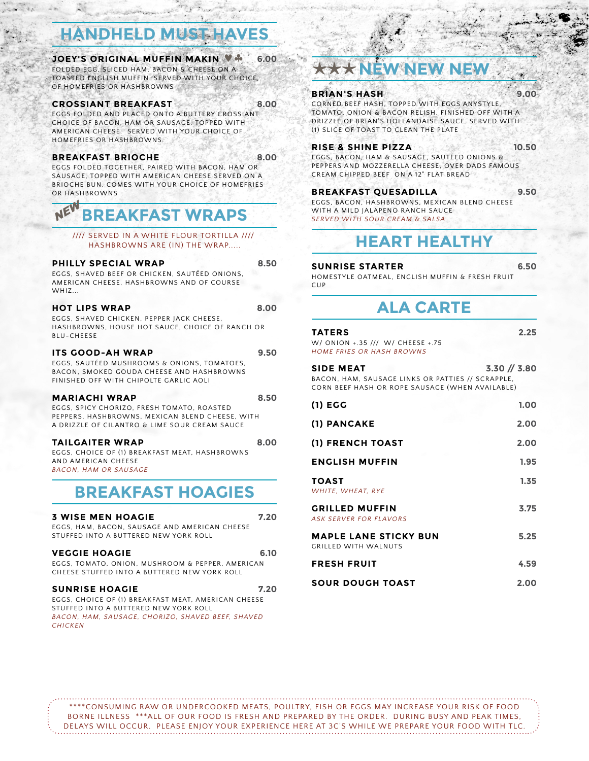## HANDHELD MUST HAVES

**JOEY'S ORIGINAL MUFFIN MAKIN ♥♣** 6.00
FOLDED EGG, SLICED HAM, BACON & CHEESE ON A TOASTED ENGLISH MUFFIN. SERVED WITH YOUR CHOICE OF HOMEFRIES OR HASHBROWNS

**CROSSIANT BREAKFAST** 8.00
EGGS FOLDED AND PLACED ONTO A BUTTERY CROSSIANT. CHOICE OF BACON, HAM OR SAUSAGE. TOPPED WITH AMERICAN CHEESE. SERVED WITH YOUR CHOICE OF HOMEFRIES OR HASHBROWNS.

**BREAKFAST BRIOCHE** 8.00
EGGS FOLDED TOGETHER, PAIRED WITH BACON, HAM OR SAUSAGE, TOPPED WITH AMERICAN CHEESE SERVED ON A BRIOCHE BUN. COMES WITH YOUR CHOICE OF HOMEFRIES OR HASHBROWNS

## NEW BREAKFAST WRAPS

//// SERVED IN A WHITE FLOUR TORTILLA ////
HASHBROWNS ARE (IN) THE WRAP.....

**PHILLY SPECIAL WRAP** 8.50
EGGS, SHAVED BEEF OR CHICKEN, SAUTÉED ONIONS, AMERICAN CHEESE, HASHBROWNS AND OF COURSE WHIZ...

**HOT LIPS WRAP** 8.00
EGGS, SHAVED CHICKEN, PEPPER JACK CHEESE, HASHBROWNS, HOUSE HOT SAUCE, CHOICE OF RANCH OR BLU-CHEESE

**ITS GOOD-AH WRAP** 9.50
EGGS, SAUTÉED MUSHROOMS & ONIONS, TOMATOES, BACON, SMOKED GOUDA CHEESE AND HASHBROWNS FINISHED OFF WITH CHIPOLTE GARLIC AOLI

**MARIACHI WRAP** 8.50
EGGS, SPICY CHORIZO, FRESH TOMATO, ROASTED PEPPERS, HASHBROWNS, MEXICAN BLEND CHEESE, WITH A DRIZZLE OF CILANTRO & LIME SOUR CREAM SAUCE

**TAILGAITER WRAP** 8.00
EGGS, CHOICE OF (1) BREAKFAST MEAT, HASHBROWNS AND AMERICAN CHEESE
*BACON, HAM OR SAUSAGE*

## BREAKFAST HOAGIES

**3 WISE MEN HOAGIE** 7.20
EGGS, HAM, BACON, SAUSAGE AND AMERICAN CHEESE STUFFED INTO A BUTTERED NEW YORK ROLL

**VEGGIE HOAGIE** 6.10
EGGS, TOMATO, ONION, MUSHROOM & PEPPER, AMERICAN CHEESE STUFFED INTO A BUTTERED NEW YORK ROLL

**SUNRISE HOAGIE** 7.20
EGGS, CHOICE OF (1) BREAKFAST MEAT, AMERICAN CHEESE STUFFED INTO A BUTTERED NEW YORK ROLL
*BACON, HAM, SAUSAGE, CHORIZO, SHAVED BEEF, SHAVED CHICKEN*

## ★★★ NEW NEW NEW

**BRIAN'S HASH** 9.00
CORNED BEEF HASH, TOPPED WITH EGGS ANYSTYLE, TOMATO, ONION & BACON RELISH. FINISHED OFF WITH A DRIZZLE OF BRIAN'S HOLLANDAISE SAUCE. SERVED WITH (1) SLICE OF TOAST TO CLEAN THE PLATE

**RISE & SHINE PIZZA** 10.50
EGGS, BACON, HAM & SAUSAGE, SAUTÉED ONIONS & PEPPERS AND MOZZERELLA CHEESE, OVER DADS FAMOUS CREAM CHIPPED BEEF ON A 12" FLAT BREAD

**BREAKFAST QUESADILLA** 9.50
EGGS, BACON, HASHBROWNS, MEXICAN BLEND CHEESE WITH A MILD JALAPENO RANCH SAUCE
*SERVED WITH SOUR CREAM & SALSA*

## HEART HEALTHY

**SUNRISE STARTER** 6.50
HOMESTYLE OATMEAL, ENGLISH MUFFIN & FRESH FRUIT CUP

## ALA CARTE

**TATERS** 2.25
W/ ONION +.35 /// W/ CHEESE +.75
*HOME FRIES OR HASH BROWNS*

**SIDE MEAT** 3.30 // 3.80
BACON, HAM, SAUSAGE LINKS OR PATTIES // SCRAPPLE, CORN BEEF HASH OR ROPE SAUSAGE (WHEN AVAILABLE)

**(1) EGG** 1.00

**(1) PANCAKE** 2.00

**(1) FRENCH TOAST** 2.00

**ENGLISH MUFFIN** 1.95

**TOAST** 1.35
*WHITE, WHEAT, RYE*

**GRILLED MUFFIN** 3.75
*ASK SERVER FOR FLAVORS*

**MAPLE LANE STICKY BUN** 5.25
GRILLED WITH WALNUTS

**FRESH FRUIT** 4.59

**SOUR DOUGH TOAST** 2.00

****CONSUMING RAW OR UNDERCOOKED MEATS, POULTRY, FISH OR EGGS MAY INCREASE YOUR RISK OF FOOD BORNE ILLNESS ***ALL OF OUR FOOD IS FRESH AND PREPARED BY THE ORDER. DURING BUSY AND PEAK TIMES, DELAYS WILL OCCUR. PLEASE ENJOY YOUR EXPERIENCE HERE AT 3C'S WHILE WE PREPARE YOUR FOOD WITH TLC.